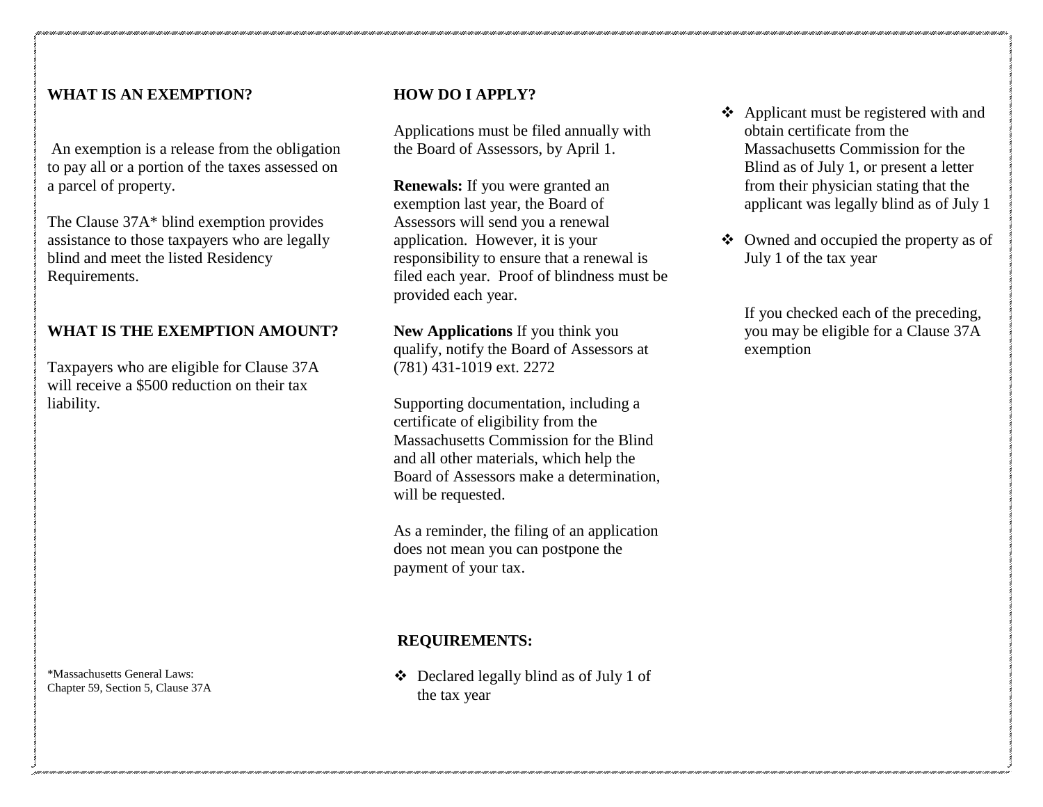## WHAT IS AN EXEMPTION?

An exemption is a release from the obligation to pay all or a portion of the taxes assessed on a parcel of property.

The Clause 37A* blind exemption provides assistance to those taxpayers who are legally blind and meet the listed Residency Requirements.

## WHAT IS THE EXEMPTION AMOUNT?

Taxpayers who are eligible for Clause 37A will receive a $500 reduction on their tax liability.

*Massachusetts General Laws: Chapter 59, Section 5, Clause 37A

## HOW DO I APPLY?

Applications must be filed annually with the Board of Assessors, by April 1.

**Renewals:** If you were granted an exemption last year, the Board of Assessors will send you a renewal application. However, it is your responsibility to ensure that a renewal is filed each year. Proof of blindness must be provided each year.

**New Applications** If you think you qualify, notify the Board of Assessors at (781) 431-1019 ext. 2272

Supporting documentation, including a certificate of eligibility from the Massachusetts Commission for the Blind and all other materials, which help the Board of Assessors make a determination, will be requested.

As a reminder, the filing of an application does not mean you can postpone the payment of your tax.

## REQUIREMENTS:

- Declared legally blind as of July 1 of the tax year
- Applicant must be registered with and obtain certificate from the Massachusetts Commission for the Blind as of July 1, or present a letter from their physician stating that the applicant was legally blind as of July 1
- Owned and occupied the property as of July 1 of the tax year

If you checked each of the preceding, you may be eligible for a Clause 37A exemption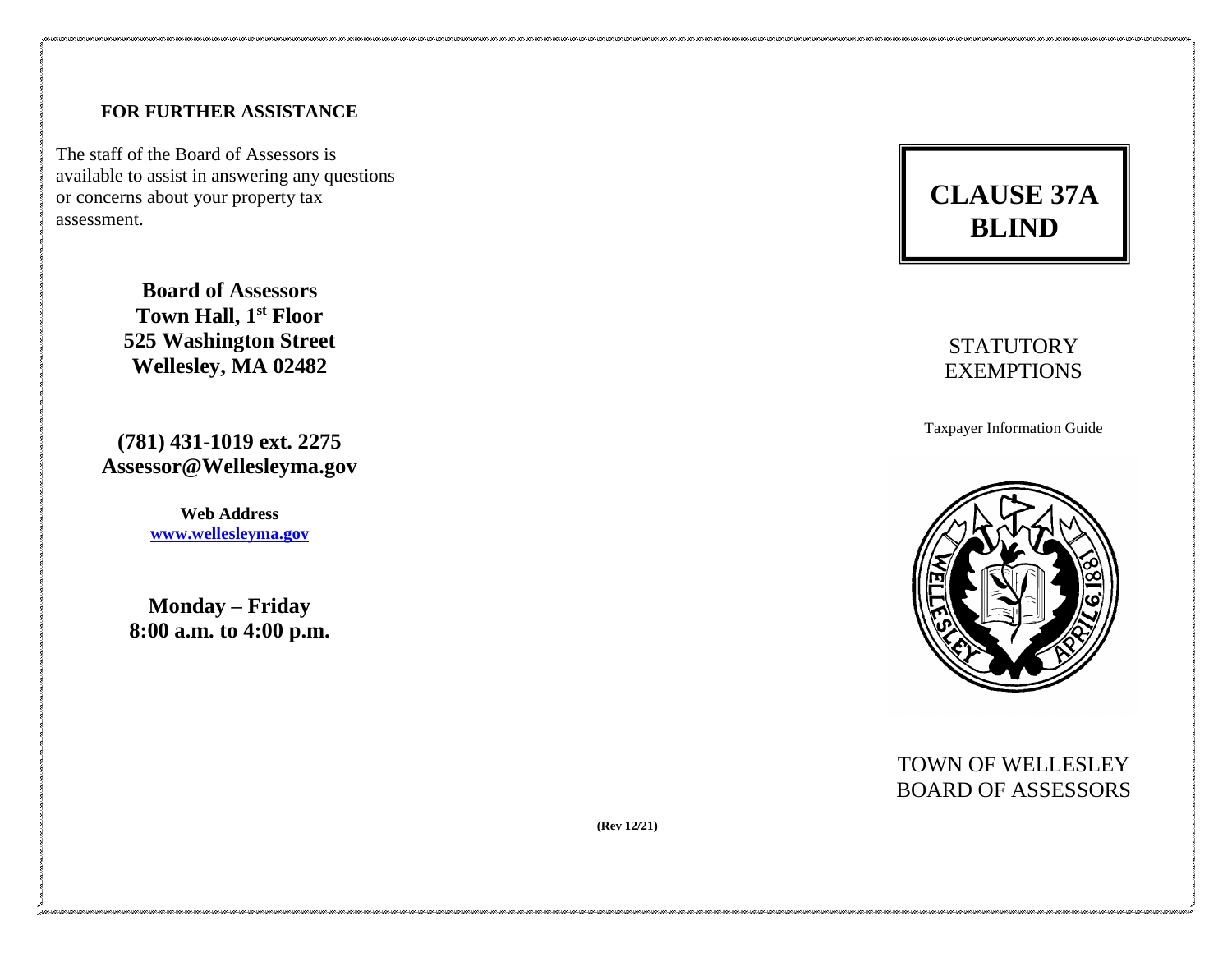## FOR FURTHER ASSISTANCE

The staff of the Board of Assessors is available to assist in answering any questions or concerns about your property tax assessment.

**Board of Assessors**
**Town Hall, 1st Floor**
**525 Washington Street**
**Wellesley, MA 02482**

**(781) 431-1019 ext. 2275**
**Assessor@Wellesleyma.gov**

**Web Address**
**www.wellesleyma.gov**

**Monday – Friday**
**8:00 a.m. to 4:00 p.m.**

# CLAUSE 37A BLIND

STATUTORY EXEMPTIONS

Taxpayer Information Guide

TOWN OF WELLESLEY
BOARD OF ASSESSORS

**(Rev 12/21)**